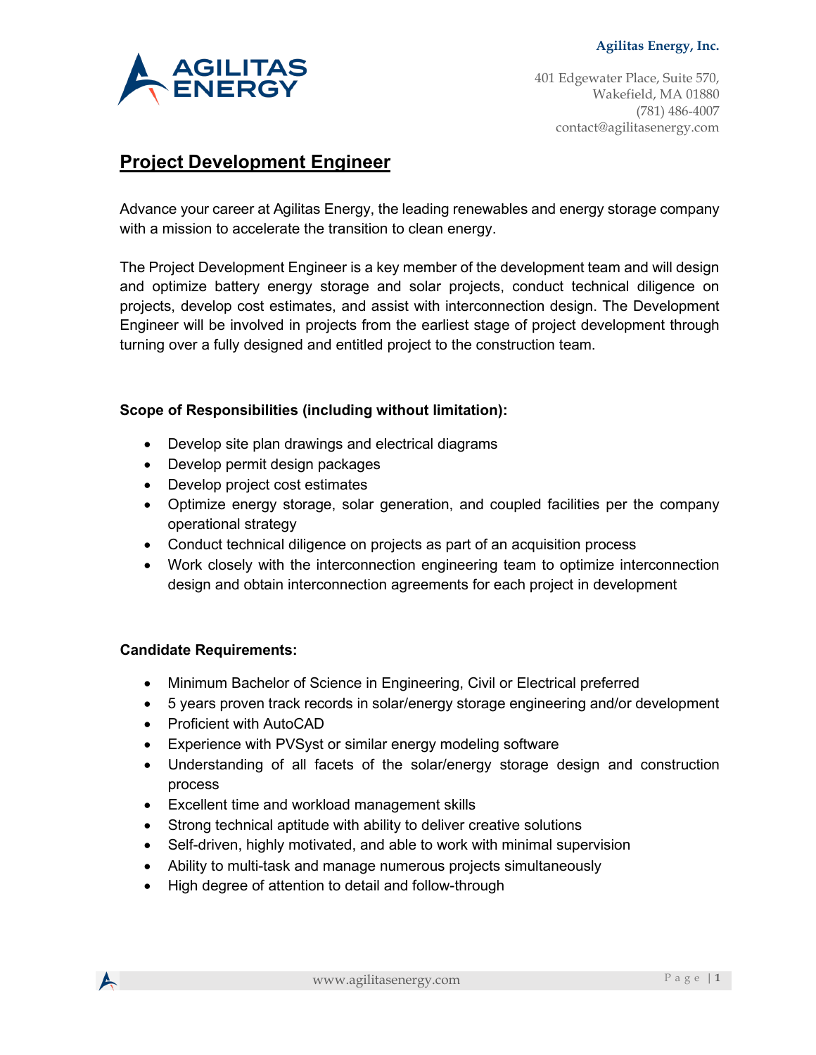**Agilitas Energy, Inc.**

401 Edgewater Place, Suite 570,
Wakefield, MA 01880
(781) 486-4007
contact@agilitasenergy.com

# Project Development Engineer

Advance your career at Agilitas Energy, the leading renewables and energy storage company with a mission to accelerate the transition to clean energy.

The Project Development Engineer is a key member of the development team and will design and optimize battery energy storage and solar projects, conduct technical diligence on projects, develop cost estimates, and assist with interconnection design. The Development Engineer will be involved in projects from the earliest stage of project development through turning over a fully designed and entitled project to the construction team.

**Scope of Responsibilities (including without limitation):**

- Develop site plan drawings and electrical diagrams
- Develop permit design packages
- Develop project cost estimates
- Optimize energy storage, solar generation, and coupled facilities per the company operational strategy
- Conduct technical diligence on projects as part of an acquisition process
- Work closely with the interconnection engineering team to optimize interconnection design and obtain interconnection agreements for each project in development

**Candidate Requirements:**

- Minimum Bachelor of Science in Engineering, Civil or Electrical preferred
- 5 years proven track records in solar/energy storage engineering and/or development
- Proficient with AutoCAD
- Experience with PVSyst or similar energy modeling software
- Understanding of all facets of the solar/energy storage design and construction process
- Excellent time and workload management skills
- Strong technical aptitude with ability to deliver creative solutions
- Self-driven, highly motivated, and able to work with minimal supervision
- Ability to multi-task and manage numerous projects simultaneously
- High degree of attention to detail and follow-through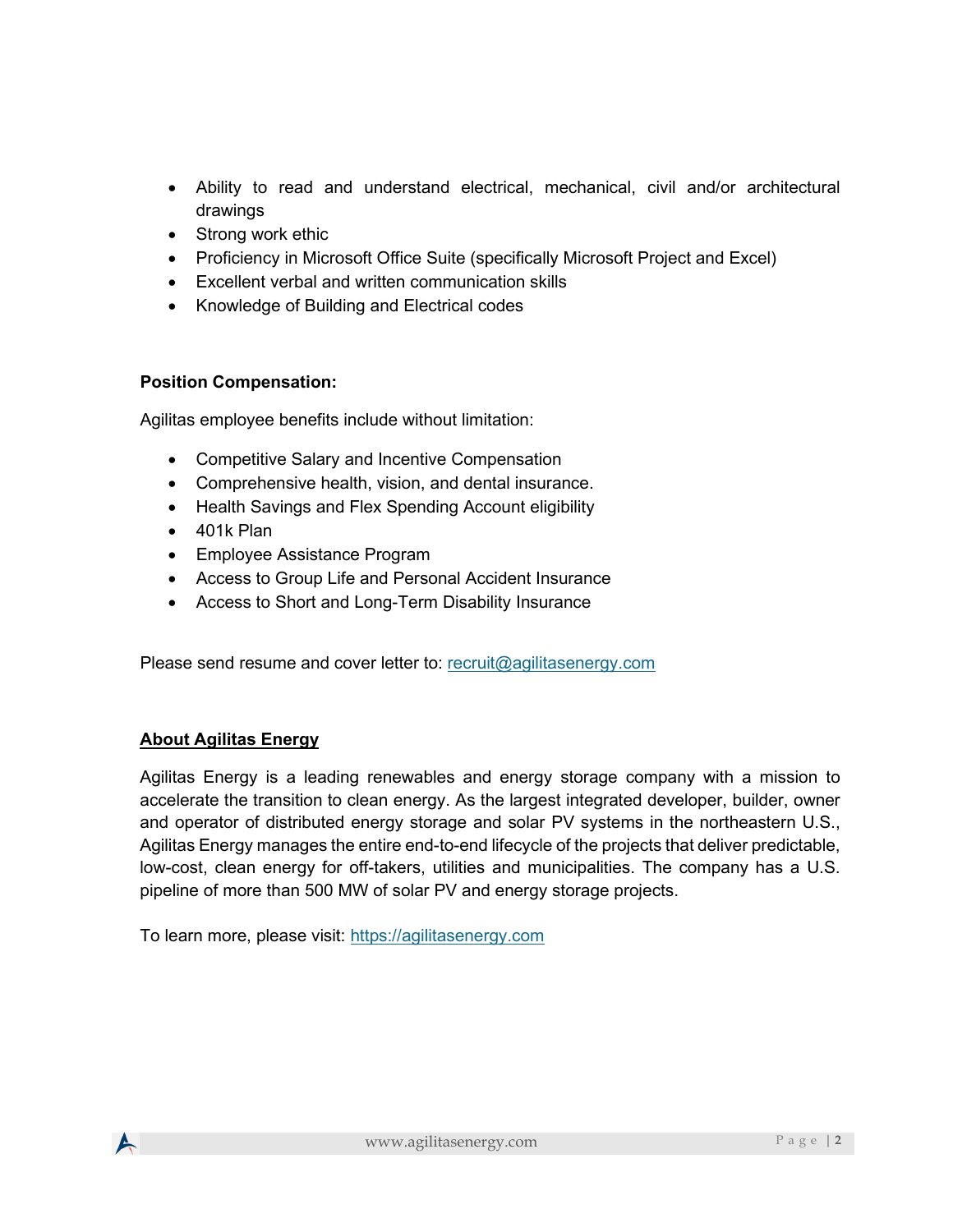- Ability to read and understand electrical, mechanical, civil and/or architectural drawings
- Strong work ethic
- Proficiency in Microsoft Office Suite (specifically Microsoft Project and Excel)
- Excellent verbal and written communication skills
- Knowledge of Building and Electrical codes

**Position Compensation:**

Agilitas employee benefits include without limitation:

- Competitive Salary and Incentive Compensation
- Comprehensive health, vision, and dental insurance.
- Health Savings and Flex Spending Account eligibility
- 401k Plan
- Employee Assistance Program
- Access to Group Life and Personal Accident Insurance
- Access to Short and Long-Term Disability Insurance

Please send resume and cover letter to: recruit@agilitasenergy.com

## About Agilitas Energy

Agilitas Energy is a leading renewables and energy storage company with a mission to accelerate the transition to clean energy. As the largest integrated developer, builder, owner and operator of distributed energy storage and solar PV systems in the northeastern U.S., Agilitas Energy manages the entire end-to-end lifecycle of the projects that deliver predictable, low-cost, clean energy for off-takers, utilities and municipalities. The company has a U.S. pipeline of more than 500 MW of solar PV and energy storage projects.

To learn more, please visit: https://agilitasenergy.com